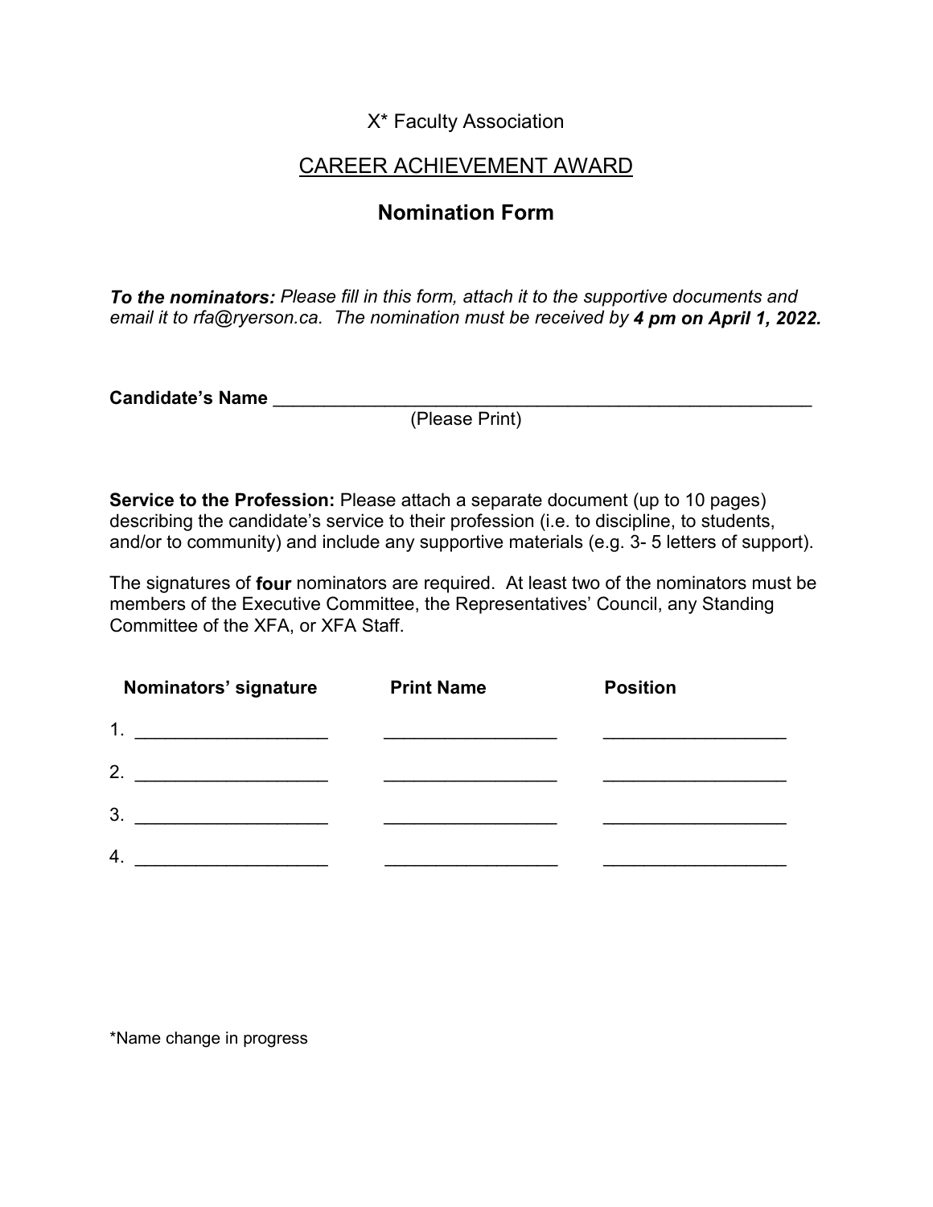X* Faculty Association

# CAREER ACHIEVEMENT AWARD

## Nomination Form

***To the nominators:*** *Please fill in this form, attach it to the supportive documents and email it to rfa@ryerson.ca. The nomination must be received by* ***4 pm on April 1, 2022.***

**Candidate's Name** ________________________________________________________
(Please Print)

**Service to the Profession:** Please attach a separate document (up to 10 pages) describing the candidate's service to their profession (i.e. to discipline, to students, and/or to community) and include any supportive materials (e.g. 3- 5 letters of support).

The signatures of **four** nominators are required. At least two of the nominators must be members of the Executive Committee, the Representatives' Council, any Standing Committee of the XFA, or XFA Staff.

| Nominators' signature | Print Name | Position |
|---|---|---|
| 1. ___________________ | _________________ | __________________ |
| 2. ___________________ | _________________ | __________________ |
| 3. ___________________ | _________________ | __________________ |
| 4. ___________________ | _________________ | __________________ |

*Name change in progress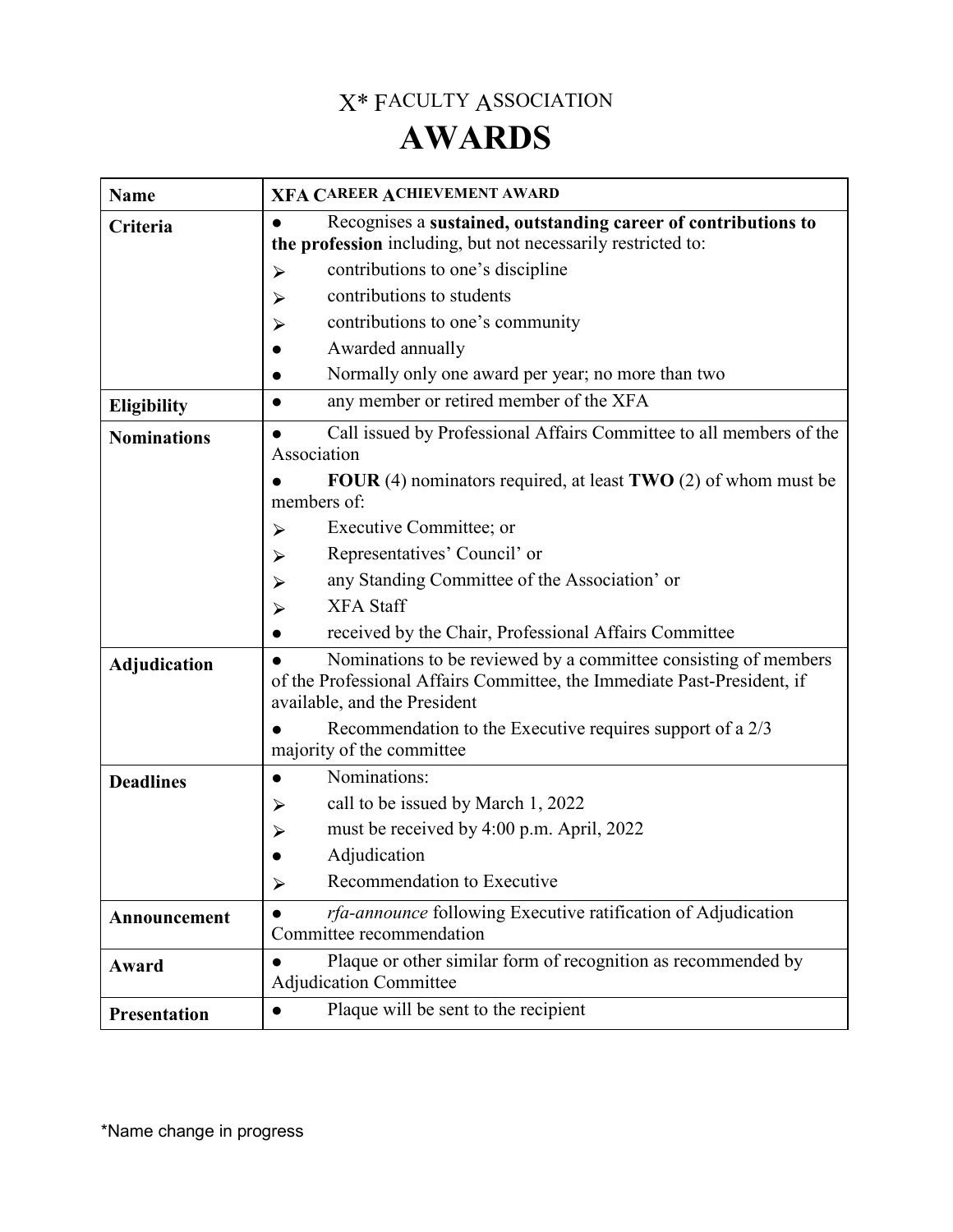# X* Faculty Association
# AWARDS

| Name | XFA CAREER ACHIEVEMENT AWARD |
|---|---|
| **Criteria** | ● Recognises a **sustained, outstanding career of contributions to the profession** including, but not necessarily restricted to:<br>➢ contributions to one's discipline<br>➢ contributions to students<br>➢ contributions to one's community<br>● Awarded annually<br>● Normally only one award per year; no more than two |
| **Eligibility** | ● any member or retired member of the XFA |
| **Nominations** | ● Call issued by Professional Affairs Committee to all members of the Association<br>● **FOUR** (4) nominators required, at least **TWO** (2) of whom must be members of:<br>➢ Executive Committee; or<br>➢ Representatives' Council' or<br>➢ any Standing Committee of the Association' or<br>➢ XFA Staff<br>● received by the Chair, Professional Affairs Committee |
| **Adjudication** | ● Nominations to be reviewed by a committee consisting of members of the Professional Affairs Committee, the Immediate Past-President, if available, and the President<br>● Recommendation to the Executive requires support of a 2/3 majority of the committee |
| **Deadlines** | ● Nominations:<br>➢ call to be issued by March 1, 2022<br>➢ must be received by 4:00 p.m. April, 2022<br>● Adjudication<br>➢ Recommendation to Executive |
| **Announcement** | ● *rfa-announce* following Executive ratification of Adjudication Committee recommendation |
| **Award** | ● Plaque or other similar form of recognition as recommended by Adjudication Committee |
| **Presentation** | ● Plaque will be sent to the recipient |

*Name change in progress